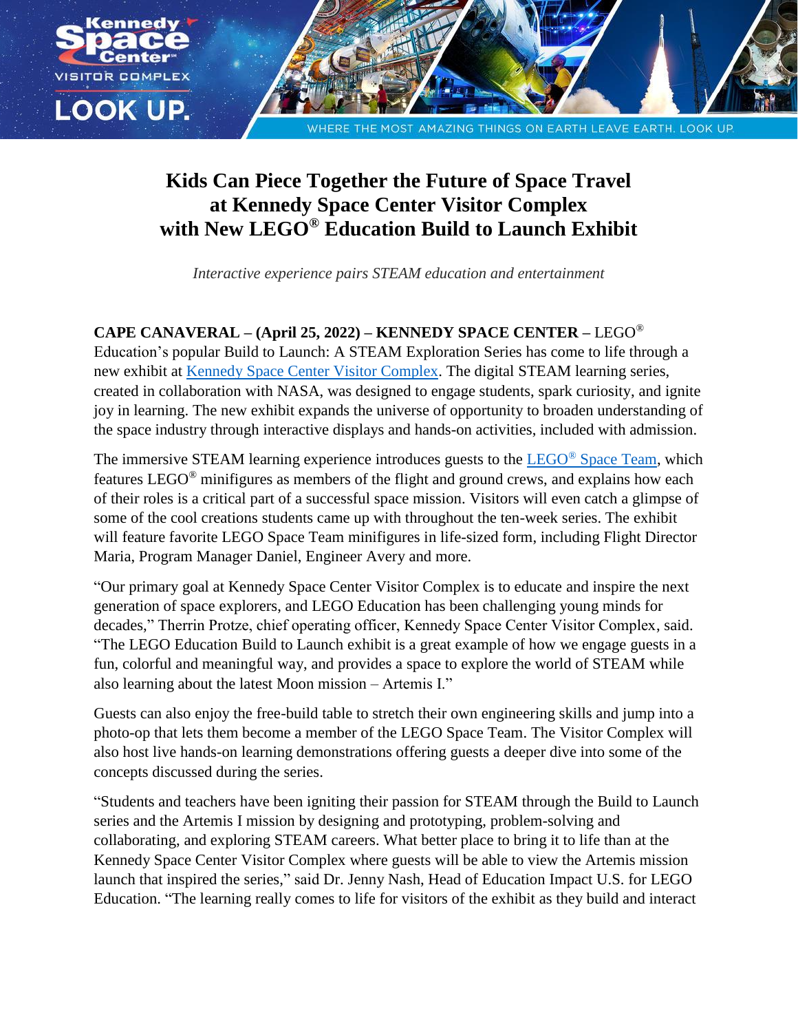# Kids Can Piece Together the Future of Space Travel at Kennedy Space Center Visitor Complex with New LEGO® Education Build to Launch Exhibit

*Interactive experience pairs STEAM education and entertainment*

**CAPE CANAVERAL – (April 25, 2022) – KENNEDY SPACE CENTER –** LEGO® Education's popular Build to Launch: A STEAM Exploration Series has come to life through a new exhibit at [Kennedy Space Center Visitor Complex](). The digital STEAM learning series, created in collaboration with NASA, was designed to engage students, spark curiosity, and ignite joy in learning. The new exhibit expands the universe of opportunity to broaden understanding of the space industry through interactive displays and hands-on activities, included with admission.

The immersive STEAM learning experience introduces guests to the [LEGO® Space Team](), which features LEGO® minifigures as members of the flight and ground crews, and explains how each of their roles is a critical part of a successful space mission. Visitors will even catch a glimpse of some of the cool creations students came up with throughout the ten-week series. The exhibit will feature favorite LEGO Space Team minifigures in life-sized form, including Flight Director Maria, Program Manager Daniel, Engineer Avery and more.

"Our primary goal at Kennedy Space Center Visitor Complex is to educate and inspire the next generation of space explorers, and LEGO Education has been challenging young minds for decades," Therrin Protze, chief operating officer, Kennedy Space Center Visitor Complex, said. "The LEGO Education Build to Launch exhibit is a great example of how we engage guests in a fun, colorful and meaningful way, and provides a space to explore the world of STEAM while also learning about the latest Moon mission – Artemis I."

Guests can also enjoy the free-build table to stretch their own engineering skills and jump into a photo-op that lets them become a member of the LEGO Space Team. The Visitor Complex will also host live hands-on learning demonstrations offering guests a deeper dive into some of the concepts discussed during the series.

"Students and teachers have been igniting their passion for STEAM through the Build to Launch series and the Artemis I mission by designing and prototyping, problem-solving and collaborating, and exploring STEAM careers. What better place to bring it to life than at the Kennedy Space Center Visitor Complex where guests will be able to view the Artemis mission launch that inspired the series," said Dr. Jenny Nash, Head of Education Impact U.S. for LEGO Education. "The learning really comes to life for visitors of the exhibit as they build and interact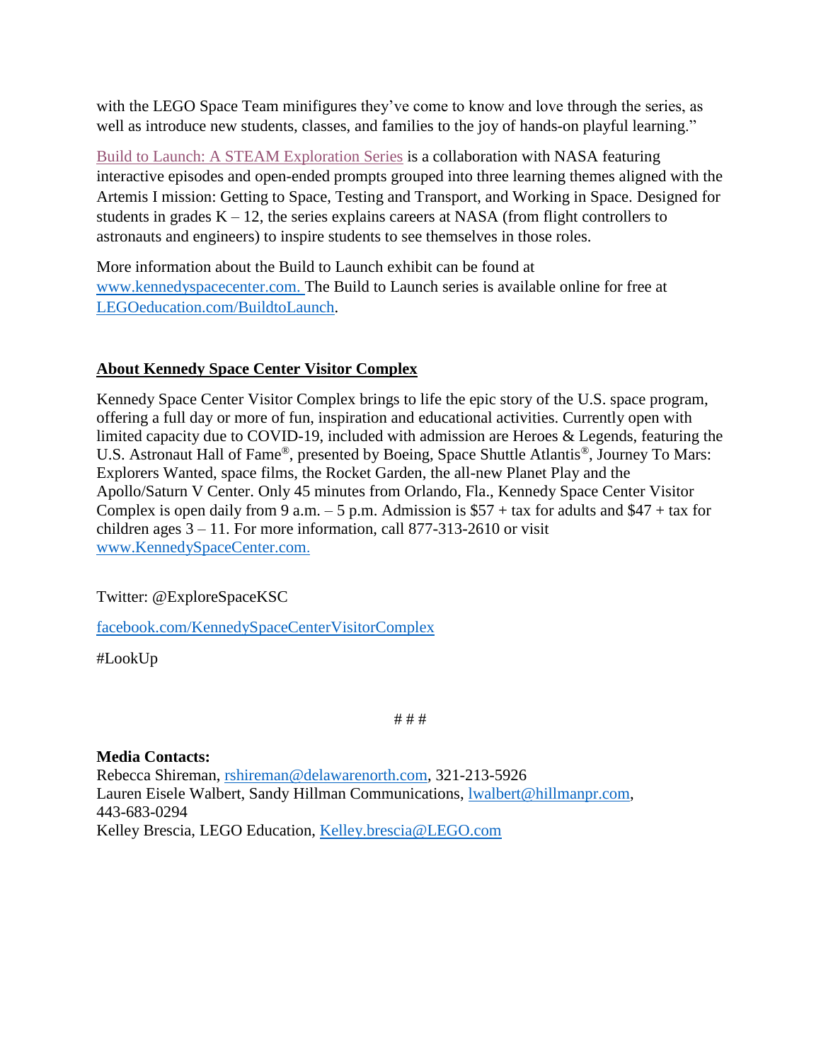with the LEGO Space Team minifigures they've come to know and love through the series, as well as introduce new students, classes, and families to the joy of hands-on playful learning."

Build to Launch: A STEAM Exploration Series is a collaboration with NASA featuring interactive episodes and open-ended prompts grouped into three learning themes aligned with the Artemis I mission: Getting to Space, Testing and Transport, and Working in Space. Designed for students in grades K – 12, the series explains careers at NASA (from flight controllers to astronauts and engineers) to inspire students to see themselves in those roles.

More information about the Build to Launch exhibit can be found at www.kennedyspacecenter.com. The Build to Launch series is available online for free at LEGOeducation.com/BuildtoLaunch.

**About Kennedy Space Center Visitor Complex**

Kennedy Space Center Visitor Complex brings to life the epic story of the U.S. space program, offering a full day or more of fun, inspiration and educational activities. Currently open with limited capacity due to COVID-19, included with admission are Heroes & Legends, featuring the U.S. Astronaut Hall of Fame®, presented by Boeing, Space Shuttle Atlantis®, Journey To Mars: Explorers Wanted, space films, the Rocket Garden, the all-new Planet Play and the Apollo/Saturn V Center. Only 45 minutes from Orlando, Fla., Kennedy Space Center Visitor Complex is open daily from 9 a.m. – 5 p.m. Admission is $57 + tax for adults and $47 + tax for children ages 3 – 11. For more information, call 877-313-2610 or visit www.KennedySpaceCenter.com.

Twitter: @ExploreSpaceKSC

facebook.com/KennedySpaceCenterVisitorComplex

#LookUp

# # #

**Media Contacts:**
Rebecca Shireman, rshireman@delawarenorth.com, 321-213-5926
Lauren Eisele Walbert, Sandy Hillman Communications, lwalbert@hillmanpr.com, 443-683-0294
Kelley Brescia, LEGO Education, Kelley.brescia@LEGO.com